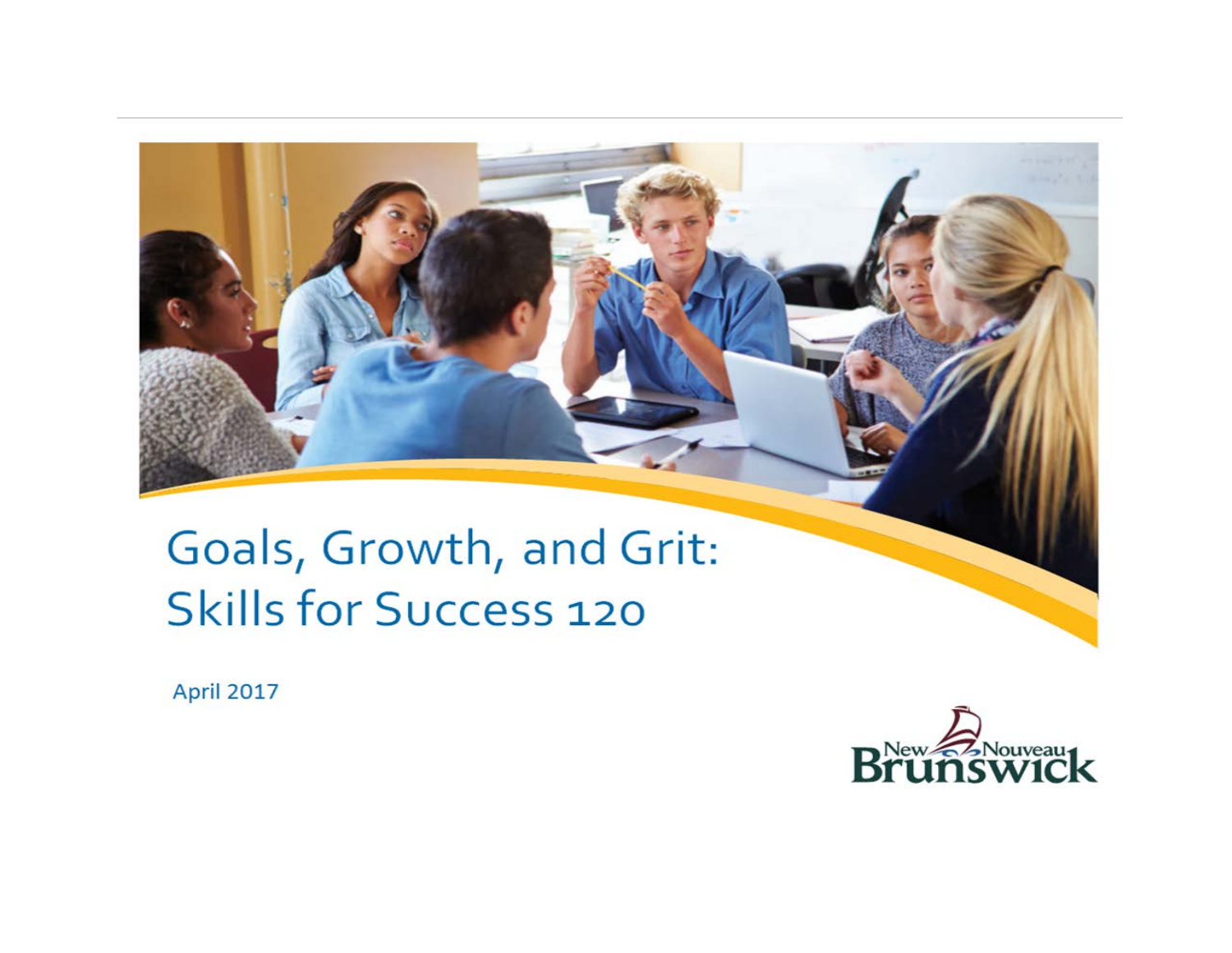# Goals, Growth, and Grit: Skills for Success 120

April 2017

New Nouveau Brunswick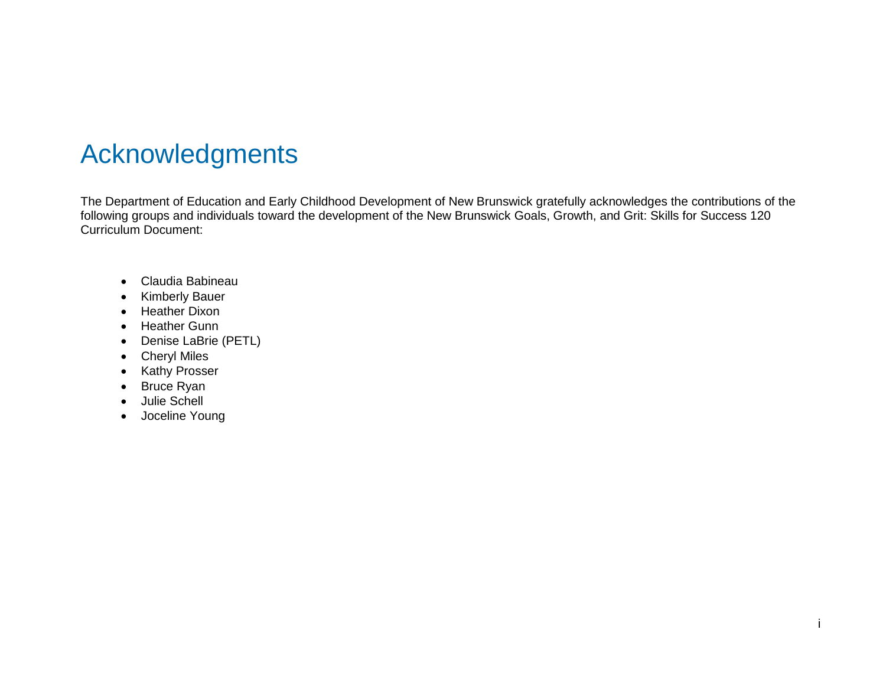# Acknowledgments

The Department of Education and Early Childhood Development of New Brunswick gratefully acknowledges the contributions of the following groups and individuals toward the development of the New Brunswick Goals, Growth, and Grit: Skills for Success 120 Curriculum Document:

- Claudia Babineau
- Kimberly Bauer
- Heather Dixon
- Heather Gunn
- Denise LaBrie (PETL)
- Cheryl Miles
- Kathy Prosser
- Bruce Ryan
- Julie Schell
- Joceline Young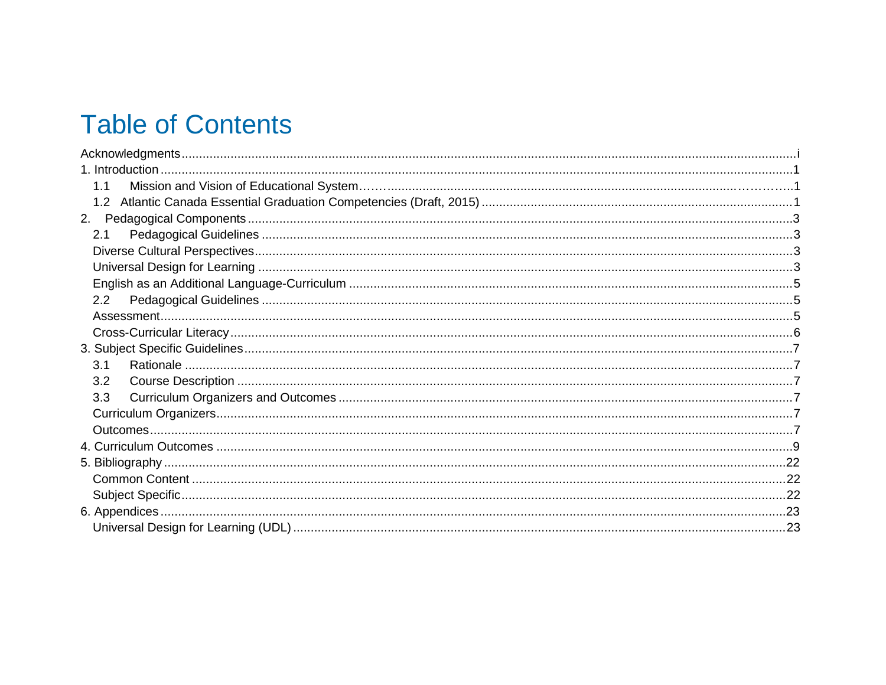# Table of Contents

- Acknowledgments ..... i
- 1. Introduction ..... 1
  - 1.1 Mission and Vision of Educational System ..... 1
  - 1.2 Atlantic Canada Essential Graduation Competencies (Draft, 2015) ..... 1
- 2. Pedagogical Components ..... 3
  - 2.1 Pedagogical Guidelines ..... 3
  - Diverse Cultural Perspectives ..... 3
  - Universal Design for Learning ..... 3
  - English as an Additional Language-Curriculum ..... 5
  - 2.2 Pedagogical Guidelines ..... 5
  - Assessment ..... 5
  - Cross-Curricular Literacy ..... 6
- 3. Subject Specific Guidelines ..... 7
  - 3.1 Rationale ..... 7
  - 3.2 Course Description ..... 7
  - 3.3 Curriculum Organizers and Outcomes ..... 7
  - Curriculum Organizers ..... 7
  - Outcomes ..... 7
- 4. Curriculum Outcomes ..... 9
- 5. Bibliography ..... 22
  - Common Content ..... 22
  - Subject Specific ..... 22
- 6. Appendices ..... 23
  - Universal Design for Learning (UDL) ..... 23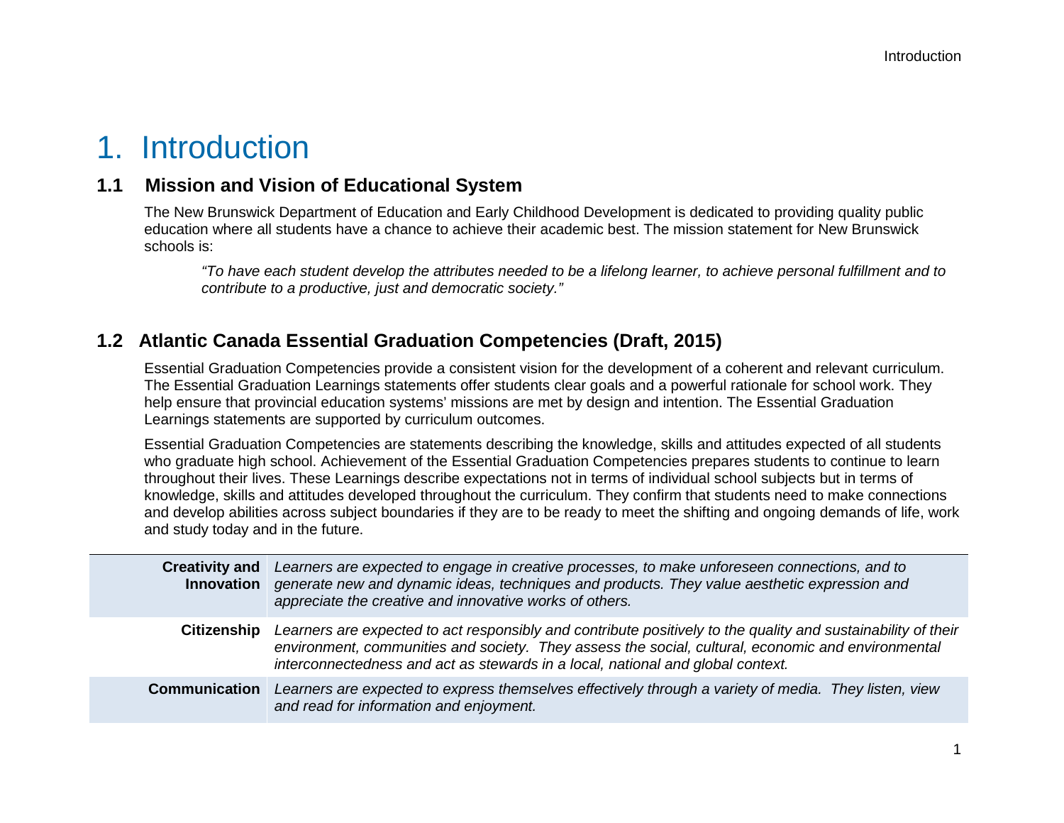# 1. Introduction

## 1.1 Mission and Vision of Educational System

The New Brunswick Department of Education and Early Childhood Development is dedicated to providing quality public education where all students have a chance to achieve their academic best. The mission statement for New Brunswick schools is:

> *"To have each student develop the attributes needed to be a lifelong learner, to achieve personal fulfillment and to contribute to a productive, just and democratic society."*

## 1.2 Atlantic Canada Essential Graduation Competencies (Draft, 2015)

Essential Graduation Competencies provide a consistent vision for the development of a coherent and relevant curriculum. The Essential Graduation Learnings statements offer students clear goals and a powerful rationale for school work. They help ensure that provincial education systems' missions are met by design and intention. The Essential Graduation Learnings statements are supported by curriculum outcomes.

Essential Graduation Competencies are statements describing the knowledge, skills and attitudes expected of all students who graduate high school. Achievement of the Essential Graduation Competencies prepares students to continue to learn throughout their lives. These Learnings describe expectations not in terms of individual school subjects but in terms of knowledge, skills and attitudes developed throughout the curriculum. They confirm that students need to make connections and develop abilities across subject boundaries if they are to be ready to meet the shifting and ongoing demands of life, work and study today and in the future.

| | |
|---|---|
| **Creativity and Innovation** | *Learners are expected to engage in creative processes, to make unforeseen connections, and to generate new and dynamic ideas, techniques and products. They value aesthetic expression and appreciate the creative and innovative works of others.* |
| **Citizenship** | *Learners are expected to act responsibly and contribute positively to the quality and sustainability of their environment, communities and society. They assess the social, cultural, economic and environmental interconnectedness and act as stewards in a local, national and global context.* |
| **Communication** | *Learners are expected to express themselves effectively through a variety of media. They listen, view and read for information and enjoyment.* |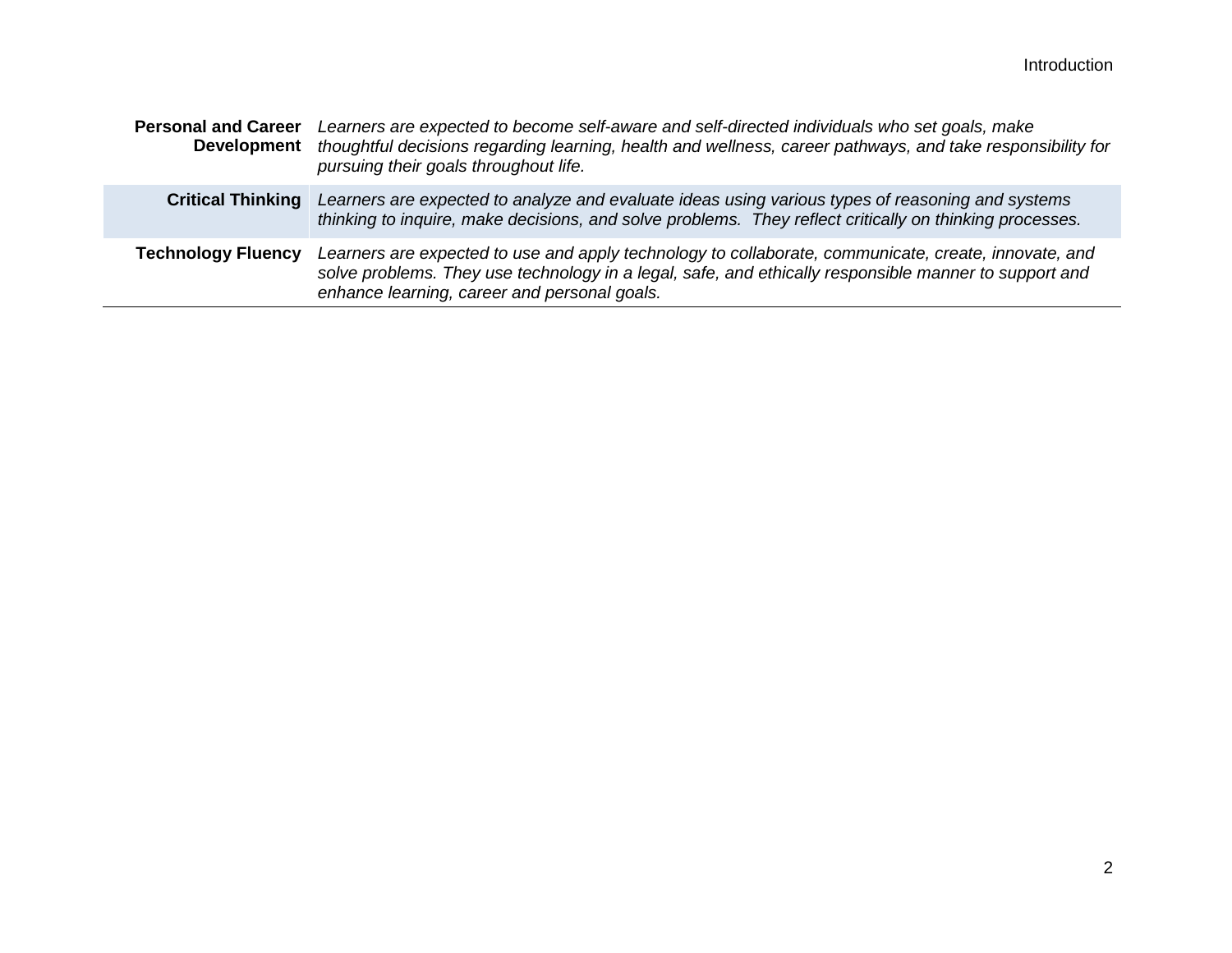| | |
|---|---|
| **Personal and Career Development** | *Learners are expected to become self-aware and self-directed individuals who set goals, make thoughtful decisions regarding learning, health and wellness, career pathways, and take responsibility for pursuing their goals throughout life.* |
| **Critical Thinking** | *Learners are expected to analyze and evaluate ideas using various types of reasoning and systems thinking to inquire, make decisions, and solve problems. They reflect critically on thinking processes.* |
| **Technology Fluency** | *Learners are expected to use and apply technology to collaborate, communicate, create, innovate, and solve problems. They use technology in a legal, safe, and ethically responsible manner to support and enhance learning, career and personal goals.* |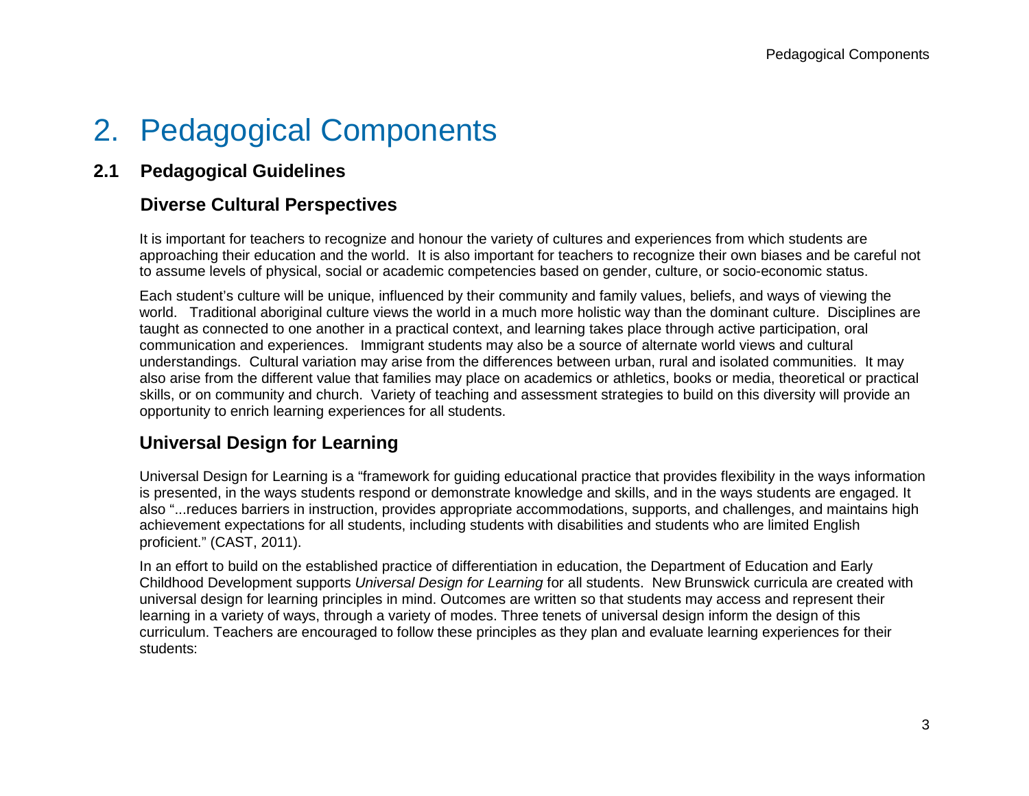# 2. Pedagogical Components

## 2.1 Pedagogical Guidelines

### Diverse Cultural Perspectives

It is important for teachers to recognize and honour the variety of cultures and experiences from which students are approaching their education and the world. It is also important for teachers to recognize their own biases and be careful not to assume levels of physical, social or academic competencies based on gender, culture, or socio-economic status.

Each student's culture will be unique, influenced by their community and family values, beliefs, and ways of viewing the world. Traditional aboriginal culture views the world in a much more holistic way than the dominant culture. Disciplines are taught as connected to one another in a practical context, and learning takes place through active participation, oral communication and experiences. Immigrant students may also be a source of alternate world views and cultural understandings. Cultural variation may arise from the differences between urban, rural and isolated communities. It may also arise from the different value that families may place on academics or athletics, books or media, theoretical or practical skills, or on community and church. Variety of teaching and assessment strategies to build on this diversity will provide an opportunity to enrich learning experiences for all students.

### Universal Design for Learning

Universal Design for Learning is a "framework for guiding educational practice that provides flexibility in the ways information is presented, in the ways students respond or demonstrate knowledge and skills, and in the ways students are engaged. It also "...reduces barriers in instruction, provides appropriate accommodations, supports, and challenges, and maintains high achievement expectations for all students, including students with disabilities and students who are limited English proficient." (CAST, 2011).

In an effort to build on the established practice of differentiation in education, the Department of Education and Early Childhood Development supports *Universal Design for Learning* for all students. New Brunswick curricula are created with universal design for learning principles in mind. Outcomes are written so that students may access and represent their learning in a variety of ways, through a variety of modes. Three tenets of universal design inform the design of this curriculum. Teachers are encouraged to follow these principles as they plan and evaluate learning experiences for their students: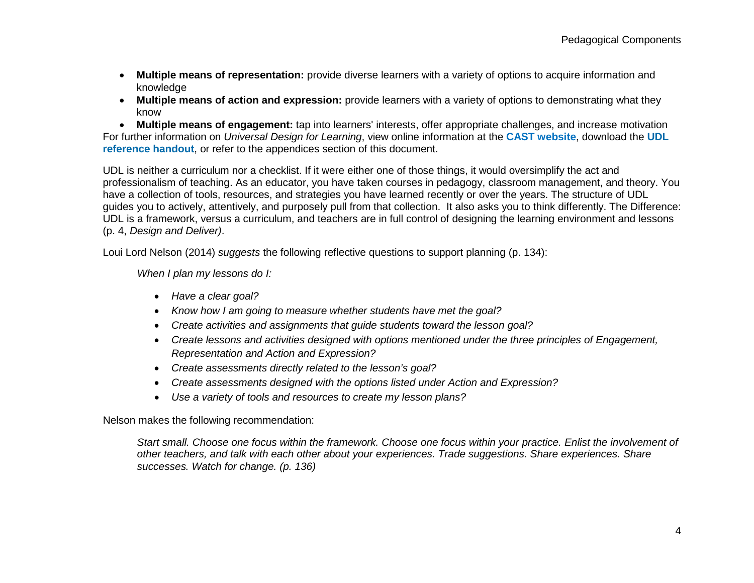- **Multiple means of representation:** provide diverse learners with a variety of options to acquire information and knowledge
- **Multiple means of action and expression:** provide learners with a variety of options to demonstrating what they know
- **Multiple means of engagement:** tap into learners' interests, offer appropriate challenges, and increase motivation

For further information on *Universal Design for Learning*, view online information at the **CAST website**, download the **UDL reference handout**, or refer to the appendices section of this document.

UDL is neither a curriculum nor a checklist. If it were either one of those things, it would oversimplify the act and professionalism of teaching. As an educator, you have taken courses in pedagogy, classroom management, and theory. You have a collection of tools, resources, and strategies you have learned recently or over the years. The structure of UDL guides you to actively, attentively, and purposely pull from that collection. It also asks you to think differently. The Difference: UDL is a framework, versus a curriculum, and teachers are in full control of designing the learning environment and lessons (p. 4, *Design and Deliver)*.

Loui Lord Nelson (2014) *suggests* the following reflective questions to support planning (p. 134):

> *When I plan my lessons do I:*
>
> - *Have a clear goal?*
> - *Know how I am going to measure whether students have met the goal?*
> - *Create activities and assignments that guide students toward the lesson goal?*
> - *Create lessons and activities designed with options mentioned under the three principles of Engagement, Representation and Action and Expression?*
> - *Create assessments directly related to the lesson's goal?*
> - *Create assessments designed with the options listed under Action and Expression?*
> - *Use a variety of tools and resources to create my lesson plans?*

Nelson makes the following recommendation:

> *Start small. Choose one focus within the framework. Choose one focus within your practice. Enlist the involvement of other teachers, and talk with each other about your experiences. Trade suggestions. Share experiences. Share successes. Watch for change. (p. 136)*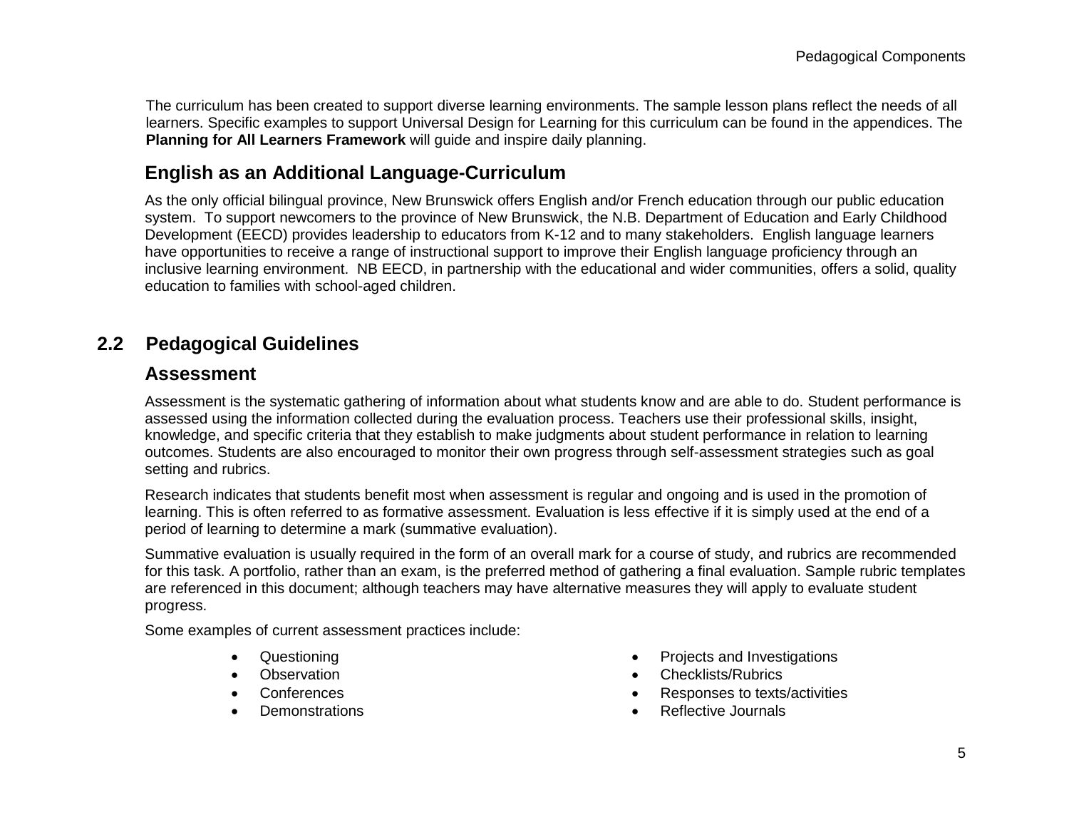The curriculum has been created to support diverse learning environments. The sample lesson plans reflect the needs of all learners. Specific examples to support Universal Design for Learning for this curriculum can be found in the appendices. The **Planning for All Learners Framework** will guide and inspire daily planning.

### English as an Additional Language-Curriculum

As the only official bilingual province, New Brunswick offers English and/or French education through our public education system. To support newcomers to the province of New Brunswick, the N.B. Department of Education and Early Childhood Development (EECD) provides leadership to educators from K-12 and to many stakeholders. English language learners have opportunities to receive a range of instructional support to improve their English language proficiency through an inclusive learning environment. NB EECD, in partnership with the educational and wider communities, offers a solid, quality education to families with school-aged children.

## 2.2 Pedagogical Guidelines

### Assessment

Assessment is the systematic gathering of information about what students know and are able to do. Student performance is assessed using the information collected during the evaluation process. Teachers use their professional skills, insight, knowledge, and specific criteria that they establish to make judgments about student performance in relation to learning outcomes. Students are also encouraged to monitor their own progress through self-assessment strategies such as goal setting and rubrics.

Research indicates that students benefit most when assessment is regular and ongoing and is used in the promotion of learning. This is often referred to as formative assessment. Evaluation is less effective if it is simply used at the end of a period of learning to determine a mark (summative evaluation).

Summative evaluation is usually required in the form of an overall mark for a course of study, and rubrics are recommended for this task. A portfolio, rather than an exam, is the preferred method of gathering a final evaluation. Sample rubric templates are referenced in this document; although teachers may have alternative measures they will apply to evaluate student progress.

Some examples of current assessment practices include:

- Questioning
- Observation
- Conferences
- Demonstrations
- Projects and Investigations
- Checklists/Rubrics
- Responses to texts/activities
- Reflective Journals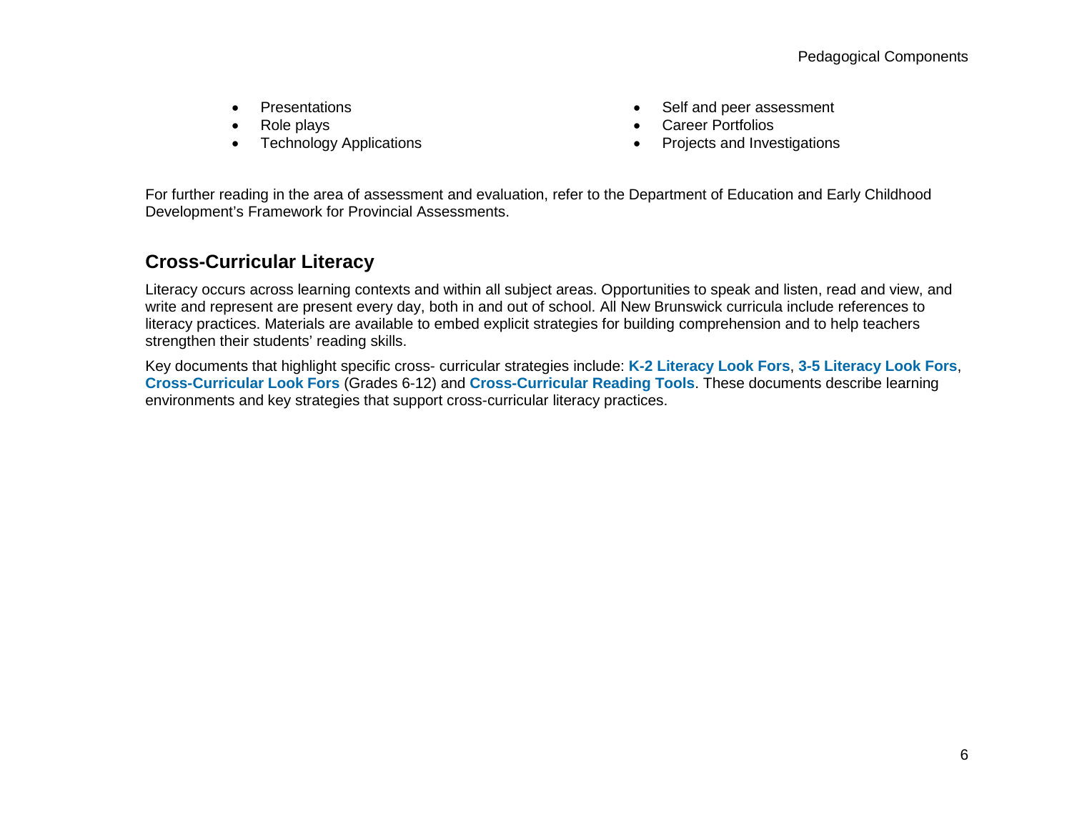- Presentations
- Role plays
- Technology Applications
- Self and peer assessment
- Career Portfolios
- Projects and Investigations

For further reading in the area of assessment and evaluation, refer to the Department of Education and Early Childhood Development's Framework for Provincial Assessments.

## Cross-Curricular Literacy

Literacy occurs across learning contexts and within all subject areas. Opportunities to speak and listen, read and view, and write and represent are present every day, both in and out of school. All New Brunswick curricula include references to literacy practices. Materials are available to embed explicit strategies for building comprehension and to help teachers strengthen their students' reading skills.

Key documents that highlight specific cross- curricular strategies include: **K-2 Literacy Look Fors**, **3-5 Literacy Look Fors**, **Cross-Curricular Look Fors** (Grades 6-12) and **Cross-Curricular Reading Tools**. These documents describe learning environments and key strategies that support cross-curricular literacy practices.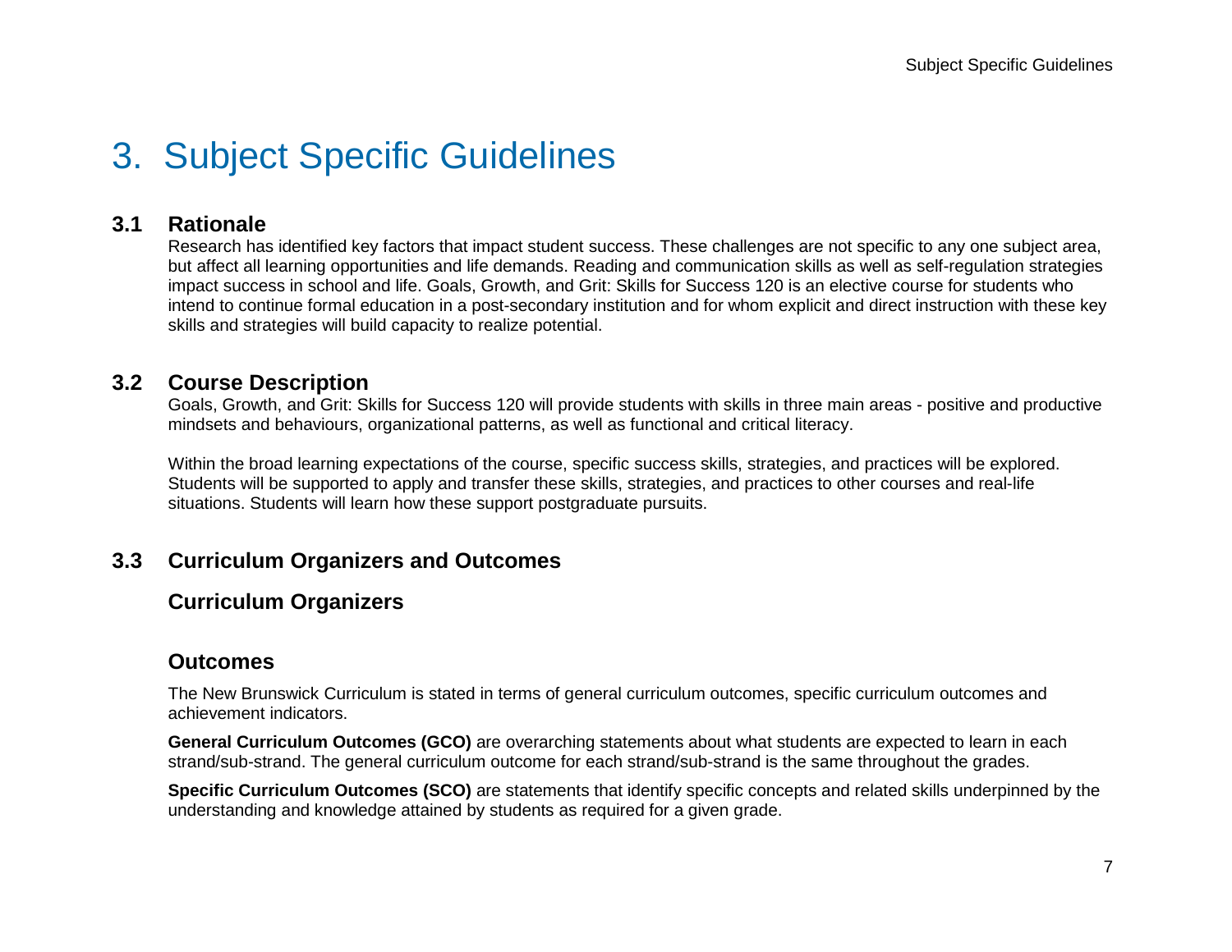# 3. Subject Specific Guidelines

## 3.1 Rationale

Research has identified key factors that impact student success. These challenges are not specific to any one subject area, but affect all learning opportunities and life demands. Reading and communication skills as well as self-regulation strategies impact success in school and life. Goals, Growth, and Grit: Skills for Success 120 is an elective course for students who intend to continue formal education in a post-secondary institution and for whom explicit and direct instruction with these key skills and strategies will build capacity to realize potential.

## 3.2 Course Description

Goals, Growth, and Grit: Skills for Success 120 will provide students with skills in three main areas - positive and productive mindsets and behaviours, organizational patterns, as well as functional and critical literacy.

Within the broad learning expectations of the course, specific success skills, strategies, and practices will be explored. Students will be supported to apply and transfer these skills, strategies, and practices to other courses and real-life situations. Students will learn how these support postgraduate pursuits.

## 3.3 Curriculum Organizers and Outcomes

### Curriculum Organizers

### Outcomes

The New Brunswick Curriculum is stated in terms of general curriculum outcomes, specific curriculum outcomes and achievement indicators.

**General Curriculum Outcomes (GCO)** are overarching statements about what students are expected to learn in each strand/sub-strand. The general curriculum outcome for each strand/sub-strand is the same throughout the grades.

**Specific Curriculum Outcomes (SCO)** are statements that identify specific concepts and related skills underpinned by the understanding and knowledge attained by students as required for a given grade.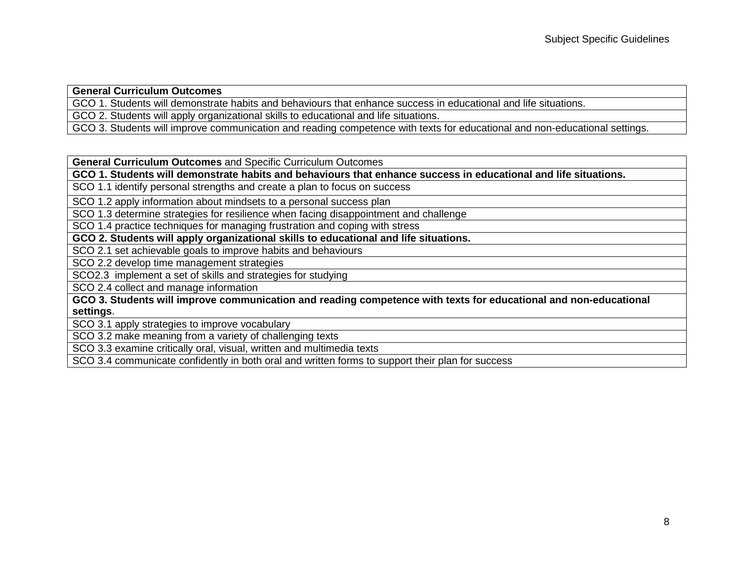| **General Curriculum Outcomes** |
| --- |
| GCO 1. Students will demonstrate habits and behaviours that enhance success in educational and life situations. |
| GCO 2. Students will apply organizational skills to educational and life situations. |
| GCO 3. Students will improve communication and reading competence with texts for educational and non-educational settings. |

| **General Curriculum Outcomes** and Specific Curriculum Outcomes |
| --- |
| **GCO 1. Students will demonstrate habits and behaviours that enhance success in educational and life situations.** |
| SCO 1.1 identify personal strengths and create a plan to focus on success |
| SCO 1.2 apply information about mindsets to a personal success plan |
| SCO 1.3 determine strategies for resilience when facing disappointment and challenge |
| SCO 1.4 practice techniques for managing frustration and coping with stress |
| **GCO 2. Students will apply organizational skills to educational and life situations.** |
| SCO 2.1 set achievable goals to improve habits and behaviours |
| SCO 2.2 develop time management strategies |
| SCO2.3 implement a set of skills and strategies for studying |
| SCO 2.4 collect and manage information |
| **GCO 3. Students will improve communication and reading competence with texts for educational and non-educational settings**. |
| SCO 3.1 apply strategies to improve vocabulary |
| SCO 3.2 make meaning from a variety of challenging texts |
| SCO 3.3 examine critically oral, visual, written and multimedia texts |
| SCO 3.4 communicate confidently in both oral and written forms to support their plan for success |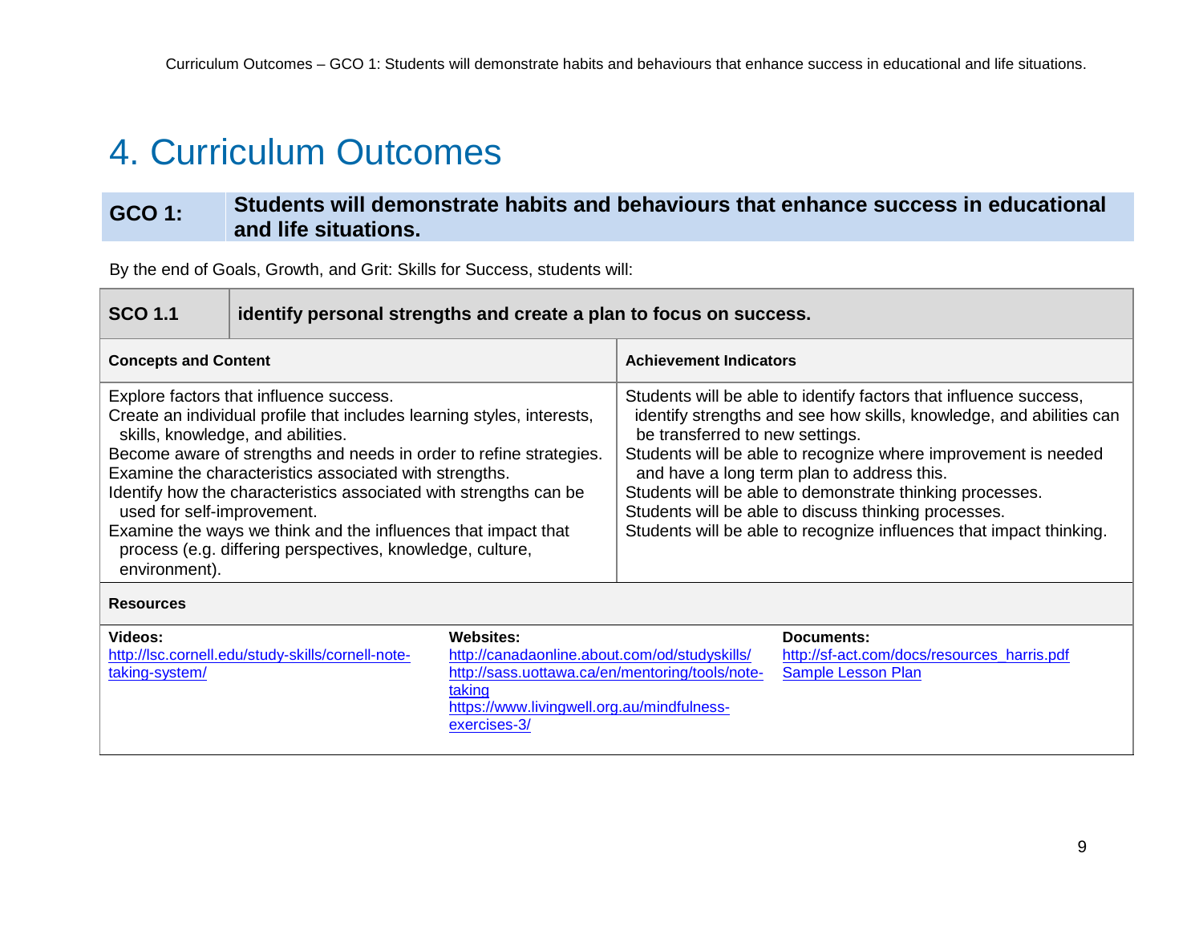# 4. Curriculum Outcomes

## GCO 1: Students will demonstrate habits and behaviours that enhance success in educational and life situations.

By the end of Goals, Growth, and Grit: Skills for Success, students will:

### SCO 1.1 identify personal strengths and create a plan to focus on success.

| Concepts and Content | Achievement Indicators |
|---|---|
| Explore factors that influence success.<br>Create an individual profile that includes learning styles, interests, skills, knowledge, and abilities.<br>Become aware of strengths and needs in order to refine strategies.<br>Examine the characteristics associated with strengths.<br>Identify how the characteristics associated with strengths can be used for self-improvement.<br>Examine the ways we think and the influences that impact that process (e.g. differing perspectives, knowledge, culture, environment). | Students will be able to identify factors that influence success, identify strengths and see how skills, knowledge, and abilities can be transferred to new settings.<br>Students will be able to recognize where improvement is needed and have a long term plan to address this.<br>Students will be able to demonstrate thinking processes.<br>Students will be able to discuss thinking processes.<br>Students will be able to recognize influences that impact thinking. |

**Resources**

| Videos: | Websites: | Documents: |
|---|---|---|
| http://lsc.cornell.edu/study-skills/cornell-note-taking-system/ | http://canadaonline.about.com/od/studyskills/<br>http://sass.uottawa.ca/en/mentoring/tools/note-taking<br>https://www.livingwell.org.au/mindfulness-exercises-3/ | http://sf-act.com/docs/resources_harris.pdf<br>Sample Lesson Plan |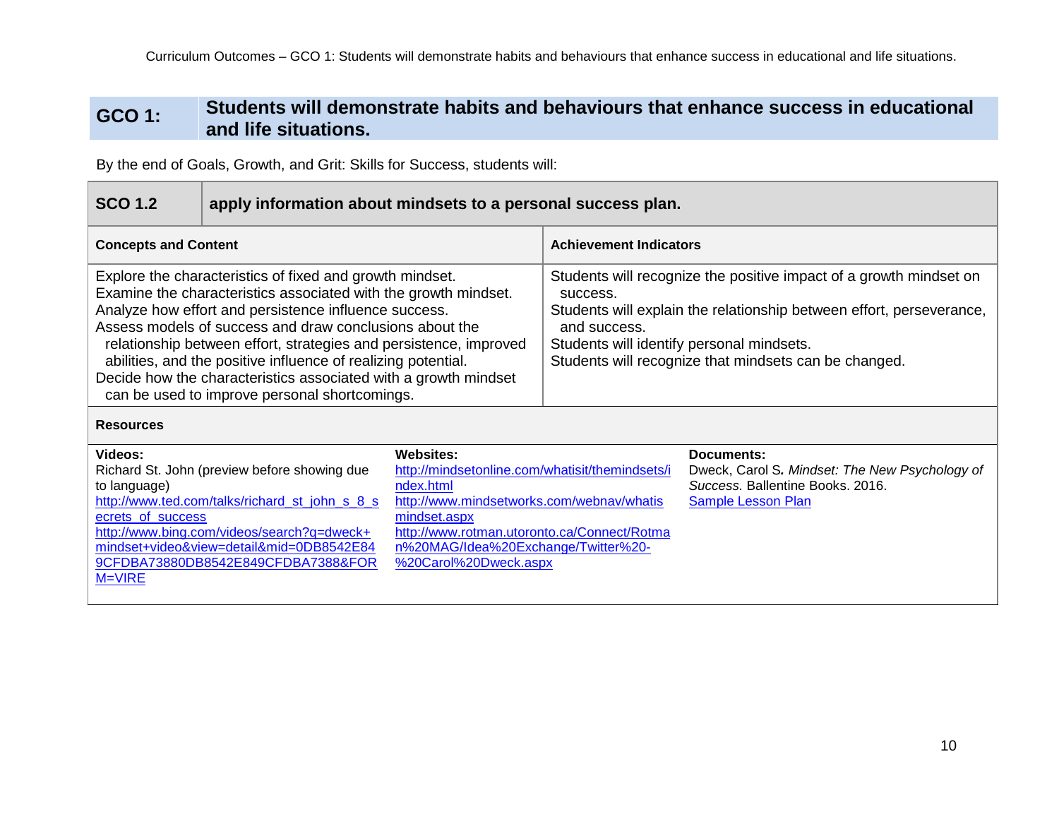## GCO 1: Students will demonstrate habits and behaviours that enhance success in educational and life situations.

By the end of Goals, Growth, and Grit: Skills for Success, students will:

| **SCO 1.2** | **apply information about mindsets to a personal success plan.** |
|---|---|
| **Concepts and Content** | **Achievement Indicators** |
| Explore the characteristics of fixed and growth mindset.<br>Examine the characteristics associated with the growth mindset.<br>Analyze how effort and persistence influence success.<br>Assess models of success and draw conclusions about the relationship between effort, strategies and persistence, improved abilities, and the positive influence of realizing potential.<br>Decide how the characteristics associated with a growth mindset can be used to improve personal shortcomings. | Students will recognize the positive impact of a growth mindset on success.<br>Students will explain the relationship between effort, perseverance, and success.<br>Students will identify personal mindsets.<br>Students will recognize that mindsets can be changed. |

**Resources**

| **Videos:** | **Websites:** | **Documents:** |
|---|---|---|
| Richard St. John (preview before showing due to language)<br>http://www.ted.com/talks/richard_st_john_s_8_secrets_of_success<br>http://www.bing.com/videos/search?q=dweck+mindset+video&view=detail&mid=0DB8542E849CFDBA73880DB8542E849CFDBA7388&FORM=VIRE | http://mindsetonline.com/whatisit/themindsets/index.html<br>http://www.mindsetworks.com/webnav/whatismindset.aspx<br>http://www.rotman.utoronto.ca/Connect/Rotman%20MAG/Idea%20Exchange/Twitter%20-%20Carol%20Dweck.aspx | Dweck, Carol S. *Mindset: The New Psychology of Success.* Ballentine Books. 2016.<br>Sample Lesson Plan |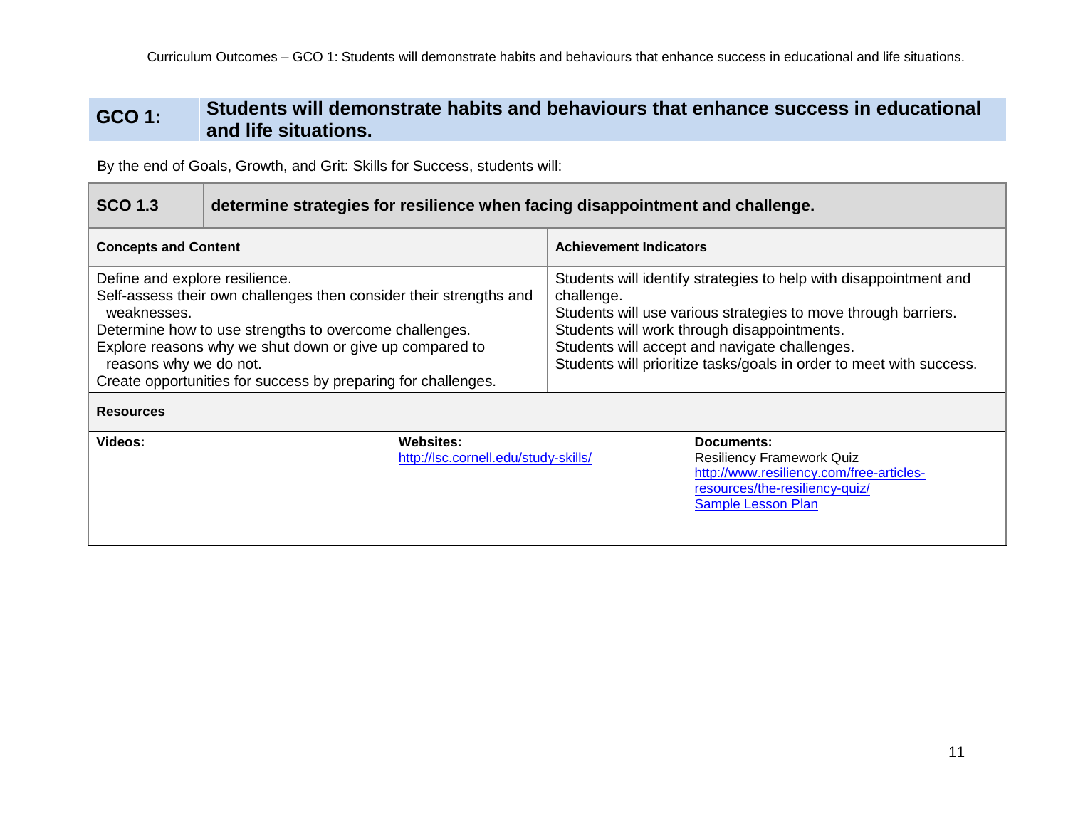## GCO 1: Students will demonstrate habits and behaviours that enhance success in educational and life situations.

By the end of Goals, Growth, and Grit: Skills for Success, students will:

| SCO 1.3 | determine strategies for resilience when facing disappointment and challenge. |
|---|---|
| **Concepts and Content** | **Achievement Indicators** |
| Define and explore resilience.<br>Self-assess their own challenges then consider their strengths and weaknesses.<br>Determine how to use strengths to overcome challenges.<br>Explore reasons why we shut down or give up compared to reasons why we do not.<br>Create opportunities for success by preparing for challenges. | Students will identify strategies to help with disappointment and challenge.<br>Students will use various strategies to move through barriers.<br>Students will work through disappointments.<br>Students will accept and navigate challenges.<br>Students will prioritize tasks/goals in order to meet with success. |

**Resources**

| Videos: | Websites: | Documents: |
|---|---|---|
| | http://lsc.cornell.edu/study-skills/ | Resiliency Framework Quiz<br>http://www.resiliency.com/free-articles-resources/the-resiliency-quiz/<br>Sample Lesson Plan |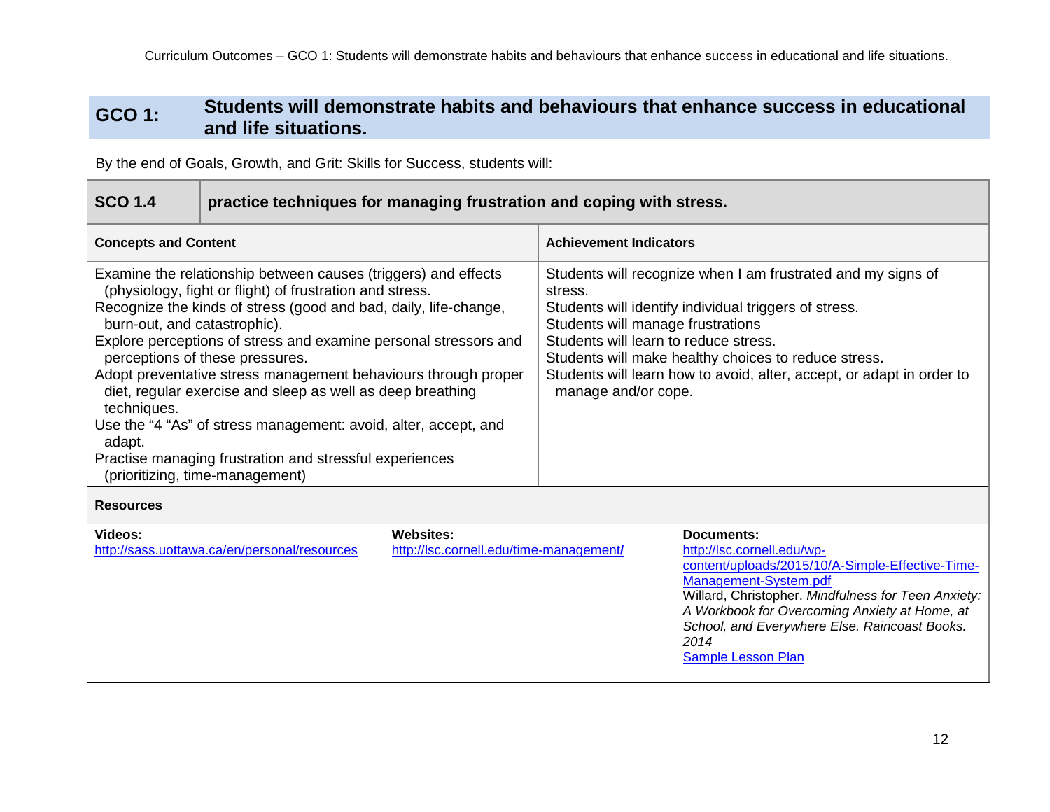## GCO 1: Students will demonstrate habits and behaviours that enhance success in educational and life situations.

By the end of Goals, Growth, and Grit: Skills for Success, students will:

| **SCO 1.4** | **practice techniques for managing frustration and coping with stress.** |
|---|---|
| **Concepts and Content** | **Achievement Indicators** |
| Examine the relationship between causes (triggers) and effects (physiology, fight or flight) of frustration and stress.<br>Recognize the kinds of stress (good and bad, daily, life-change, burn-out, and catastrophic).<br>Explore perceptions of stress and examine personal stressors and perceptions of these pressures.<br>Adopt preventative stress management behaviours through proper diet, regular exercise and sleep as well as deep breathing techniques.<br>Use the "4 "As" of stress management: avoid, alter, accept, and adapt.<br>Practise managing frustration and stressful experiences (prioritizing, time-management) | Students will recognize when I am frustrated and my signs of stress.<br>Students will identify individual triggers of stress.<br>Students will manage frustrations<br>Students will learn to reduce stress.<br>Students will make healthy choices to reduce stress.<br>Students will learn how to avoid, alter, accept, or adapt in order to manage and/or cope. |

**Resources**

| **Videos:** | **Websites:** | **Documents:** |
|---|---|---|
| http://sass.uottawa.ca/en/personal/resources | http://lsc.cornell.edu/time-management/ | http://lsc.cornell.edu/wp-content/uploads/2015/10/A-Simple-Effective-Time-Management-System.pdf<br>Willard, Christopher. *Mindfulness for Teen Anxiety: A Workbook for Overcoming Anxiety at Home, at School, and Everywhere Else. Raincoast Books. 2014*<br>Sample Lesson Plan |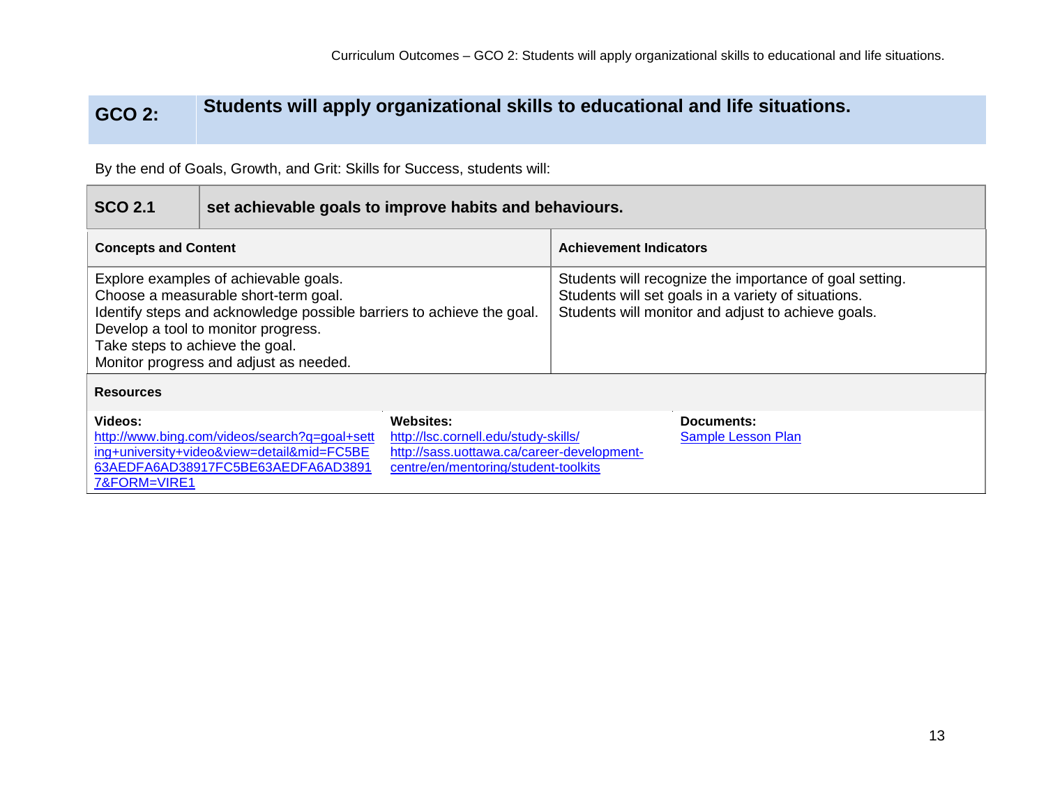## GCO 2: Students will apply organizational skills to educational and life situations.

By the end of Goals, Growth, and Grit: Skills for Success, students will:

### SCO 2.1 set achievable goals to improve habits and behaviours.

| Concepts and Content | Achievement Indicators |
|---|---|
| Explore examples of achievable goals.<br>Choose a measurable short-term goal.<br>Identify steps and acknowledge possible barriers to achieve the goal.<br>Develop a tool to monitor progress.<br>Take steps to achieve the goal.<br>Monitor progress and adjust as needed. | Students will recognize the importance of goal setting.<br>Students will set goals in a variety of situations.<br>Students will monitor and adjust to achieve goals. |

**Resources**

| Videos: | Websites: | Documents: |
|---|---|---|
| http://www.bing.com/videos/search?q=goal+setting+university+video&view=detail&mid=FC5BE63AEDFA6AD38917FC5BE63AEDFA6AD38917&FORM=VIRE1 | http://lsc.cornell.edu/study-skills/<br>http://sass.uottawa.ca/career-development-centre/en/mentoring/student-toolkits | Sample Lesson Plan |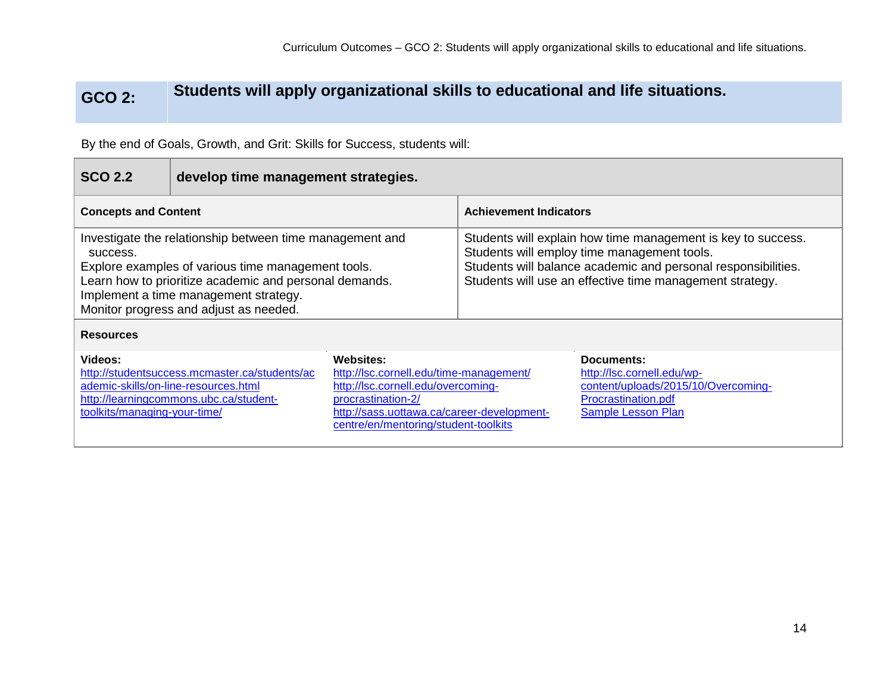## GCO 2: Students will apply organizational skills to educational and life situations.

By the end of Goals, Growth, and Grit: Skills for Success, students will:

### SCO 2.2 develop time management strategies.

| Concepts and Content | Achievement Indicators |
|---|---|
| Investigate the relationship between time management and success.<br>Explore examples of various time management tools.<br>Learn how to prioritize academic and personal demands.<br>Implement a time management strategy.<br>Monitor progress and adjust as needed. | Students will explain how time management is key to success.<br>Students will employ time management tools.<br>Students will balance academic and personal responsibilities.<br>Students will use an effective time management strategy. |

**Resources**

| Videos: | Websites: | Documents: |
|---|---|---|
| http://studentsuccess.mcmaster.ca/students/academic-skills/on-line-resources.html<br>http://learningcommons.ubc.ca/student-toolkits/managing-your-time/ | http://lsc.cornell.edu/time-management/<br>http://lsc.cornell.edu/overcoming-procrastination-2/<br>http://sass.uottawa.ca/career-development-centre/en/mentoring/student-toolkits | http://lsc.cornell.edu/wp-content/uploads/2015/10/Overcoming-Procrastination.pdf<br>Sample Lesson Plan |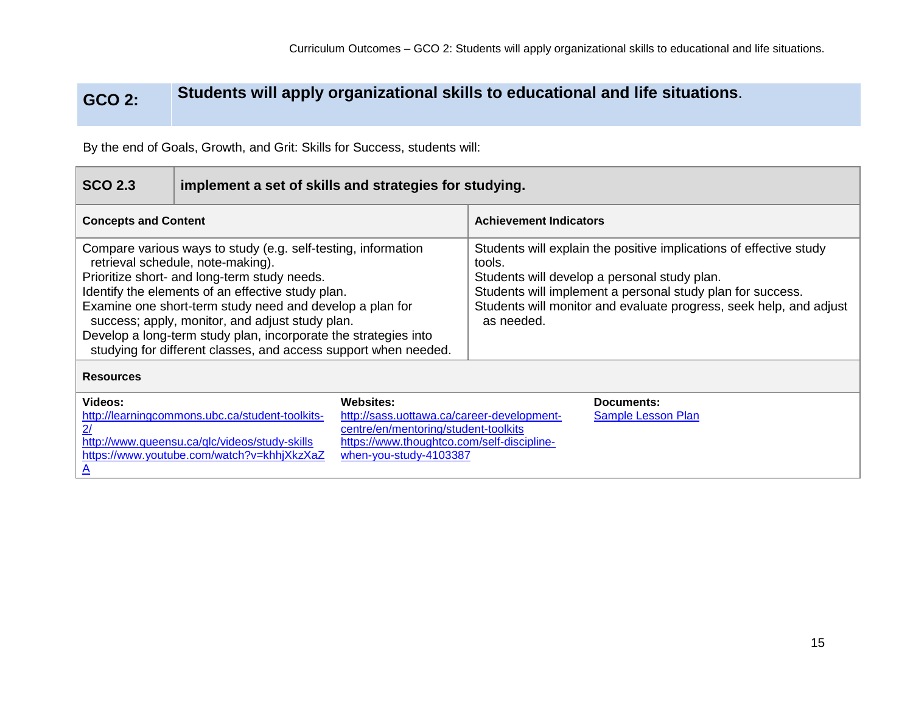| GCO 2: | Students will apply organizational skills to educational and life situations. |
|---|---|

By the end of Goals, Growth, and Grit: Skills for Success, students will:

| SCO 2.3 | implement a set of skills and strategies for studying. |
|---|---|
| **Concepts and Content** | **Achievement Indicators** |
| Compare various ways to study (e.g. self-testing, information retrieval schedule, note-making).<br>Prioritize short- and long-term study needs.<br>Identify the elements of an effective study plan.<br>Examine one short-term study need and develop a plan for success; apply, monitor, and adjust study plan.<br>Develop a long-term study plan, incorporate the strategies into studying for different classes, and access support when needed. | Students will explain the positive implications of effective study tools.<br>Students will develop a personal study plan.<br>Students will implement a personal study plan for success.<br>Students will monitor and evaluate progress, seek help, and adjust as needed. |

**Resources**

| Videos: | Websites: | Documents: |
|---|---|---|
| http://learningcommons.ubc.ca/student-toolkits-2/<br>http://www.queensu.ca/qlc/videos/study-skills<br>https://www.youtube.com/watch?v=khhjXkzXaZA | http://sass.uottawa.ca/career-development-centre/en/mentoring/student-toolkits<br>https://www.thoughtco.com/self-discipline-when-you-study-4103387 | Sample Lesson Plan |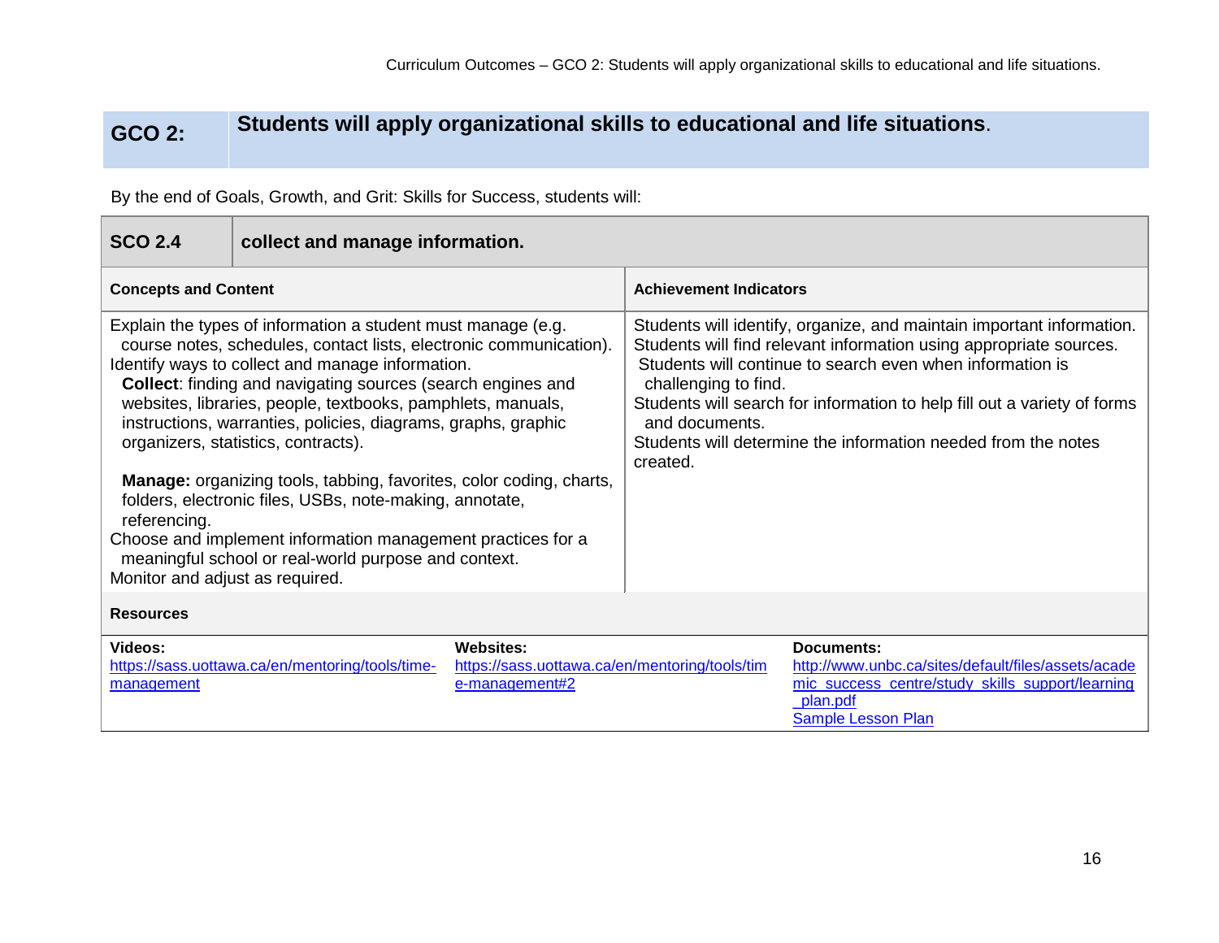## GCO 2: Students will apply organizational skills to educational and life situations.

By the end of Goals, Growth, and Grit: Skills for Success, students will:

| SCO 2.4 | collect and manage information. |
|---|---|
| **Concepts and Content** | **Achievement Indicators** |
| Explain the types of information a student must manage (e.g. course notes, schedules, contact lists, electronic communication).<br>Identify ways to collect and manage information.<br>**Collect**: finding and navigating sources (search engines and websites, libraries, people, textbooks, pamphlets, manuals, instructions, warranties, policies, diagrams, graphs, graphic organizers, statistics, contracts).<br><br>**Manage:** organizing tools, tabbing, favorites, color coding, charts, folders, electronic files, USBs, note-making, annotate, referencing.<br>Choose and implement information management practices for a meaningful school or real-world purpose and context.<br>Monitor and adjust as required. | Students will identify, organize, and maintain important information.<br>Students will find relevant information using appropriate sources.<br>Students will continue to search even when information is challenging to find.<br>Students will search for information to help fill out a variety of forms and documents.<br>Students will determine the information needed from the notes created. |

**Resources**

| Videos: | Websites: | Documents: |
|---|---|---|
| https://sass.uottawa.ca/en/mentoring/tools/time-management | https://sass.uottawa.ca/en/mentoring/tools/time-management#2 | http://www.unbc.ca/sites/default/files/assets/academic_success_centre/study_skills_support/learning_plan.pdf<br>Sample Lesson Plan |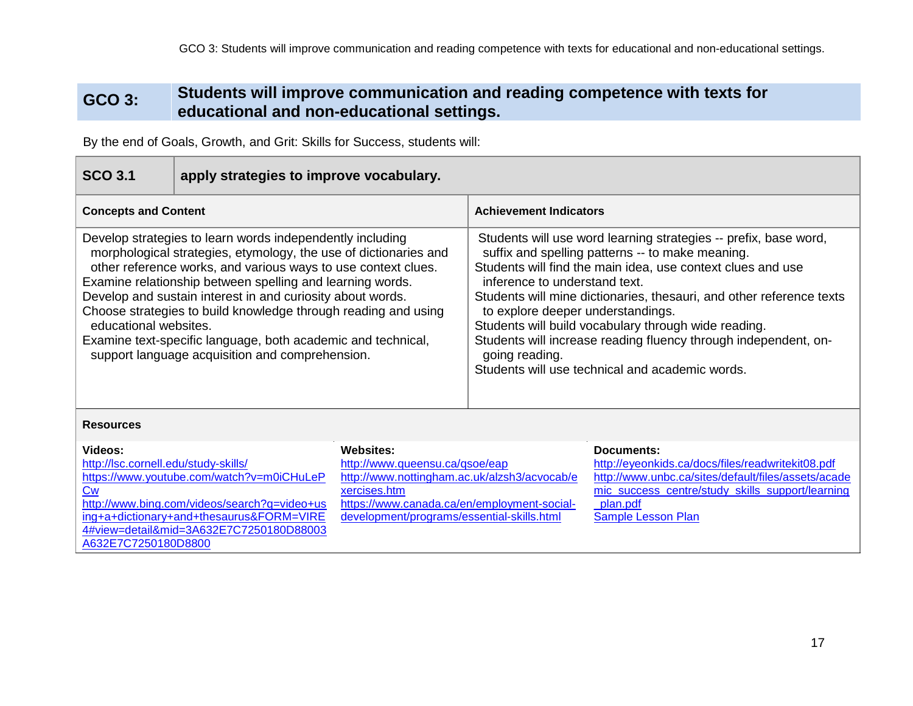## GCO 3: Students will improve communication and reading competence with texts for educational and non-educational settings.

By the end of Goals, Growth, and Grit: Skills for Success, students will:

| SCO 3.1 | apply strategies to improve vocabulary. |
|---|---|
| **Concepts and Content** | **Achievement Indicators** |
| Develop strategies to learn words independently including morphological strategies, etymology, the use of dictionaries and other reference works, and various ways to use context clues.<br>Examine relationship between spelling and learning words.<br>Develop and sustain interest in and curiosity about words.<br>Choose strategies to build knowledge through reading and using educational websites.<br>Examine text-specific language, both academic and technical, support language acquisition and comprehension. | Students will use word learning strategies -- prefix, base word, suffix and spelling patterns -- to make meaning.<br>Students will find the main idea, use context clues and use inference to understand text.<br>Students will mine dictionaries, thesauri, and other reference texts to explore deeper understandings.<br>Students will build vocabulary through wide reading.<br>Students will increase reading fluency through independent, on-going reading.<br>Students will use technical and academic words. |

**Resources**

**Videos:**
http://lsc.cornell.edu/study-skills/
https://www.youtube.com/watch?v=m0iCHuLePCw
http://www.bing.com/videos/search?q=video+using+a+dictionary+and+thesaurus&FORM=VIRE4#view=detail&mid=3A632E7C7250180D88003A632E7C7250180D8800

**Websites:**
http://www.queensu.ca/qsoe/eap
http://www.nottingham.ac.uk/alzsh3/acvocab/exercises.htm
https://www.canada.ca/en/employment-social-development/programs/essential-skills.html

**Documents:**
http://eyeonkids.ca/docs/files/readwritekit08.pdf
http://www.unbc.ca/sites/default/files/assets/academic_success_centre/study_skills_support/learning_plan.pdf
Sample Lesson Plan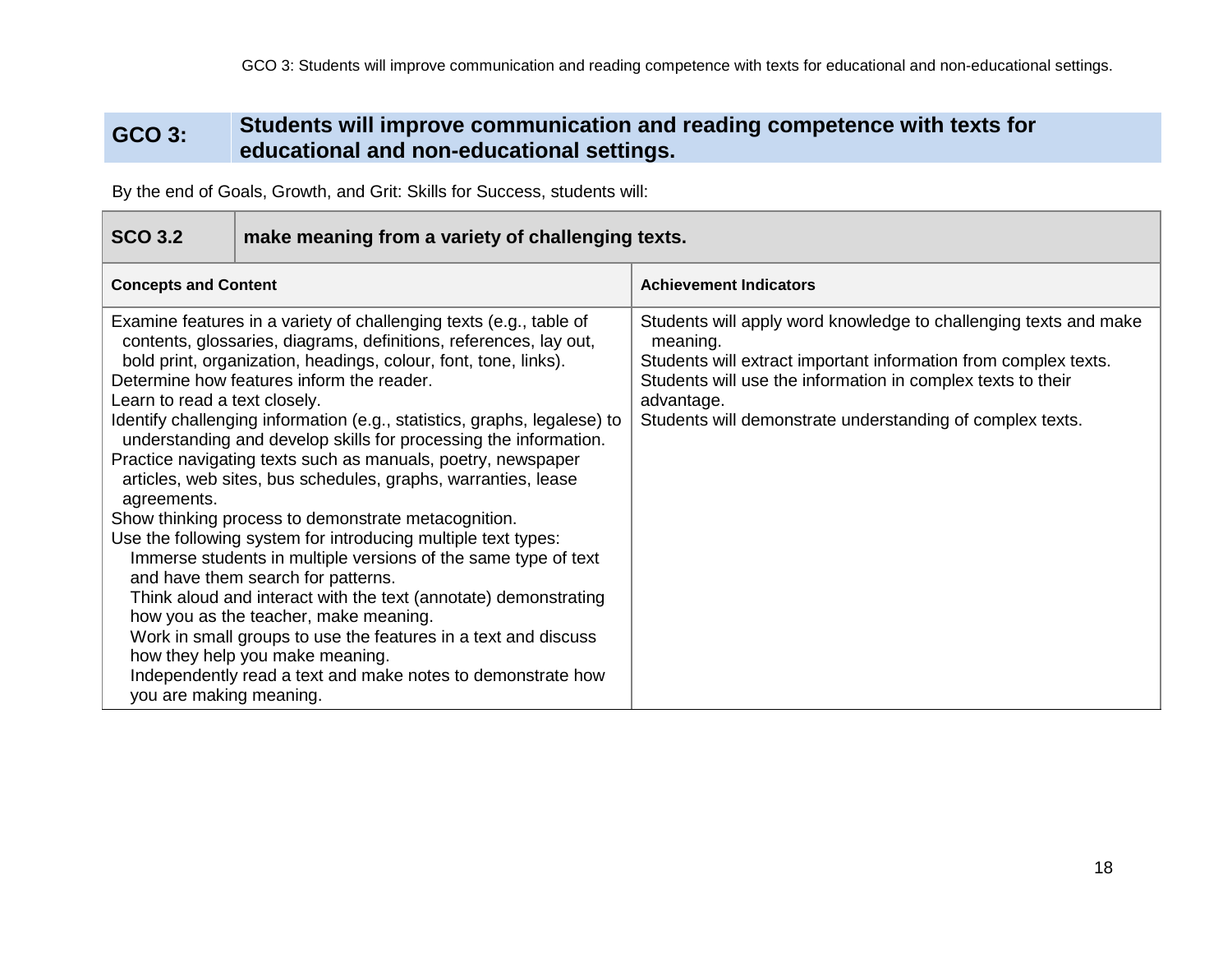| GCO 3: | Students will improve communication and reading competence with texts for educational and non-educational settings. |
|---|---|

By the end of Goals, Growth, and Grit: Skills for Success, students will:

| SCO 3.2 | make meaning from a variety of challenging texts. |
|---|---|
| **Concepts and Content** | **Achievement Indicators** |
| Examine features in a variety of challenging texts (e.g., table of contents, glossaries, diagrams, definitions, references, lay out, bold print, organization, headings, colour, font, tone, links).<br>Determine how features inform the reader.<br>Learn to read a text closely.<br>Identify challenging information (e.g., statistics, graphs, legalese) to understanding and develop skills for processing the information.<br>Practice navigating texts such as manuals, poetry, newspaper articles, web sites, bus schedules, graphs, warranties, lease agreements.<br>Show thinking process to demonstrate metacognition.<br>Use the following system for introducing multiple text types:<br>Immerse students in multiple versions of the same type of text and have them search for patterns.<br>Think aloud and interact with the text (annotate) demonstrating how you as the teacher, make meaning.<br>Work in small groups to use the features in a text and discuss how they help you make meaning.<br>Independently read a text and make notes to demonstrate how you are making meaning. | Students will apply word knowledge to challenging texts and make meaning.<br>Students will extract important information from complex texts.<br>Students will use the information in complex texts to their advantage.<br>Students will demonstrate understanding of complex texts. |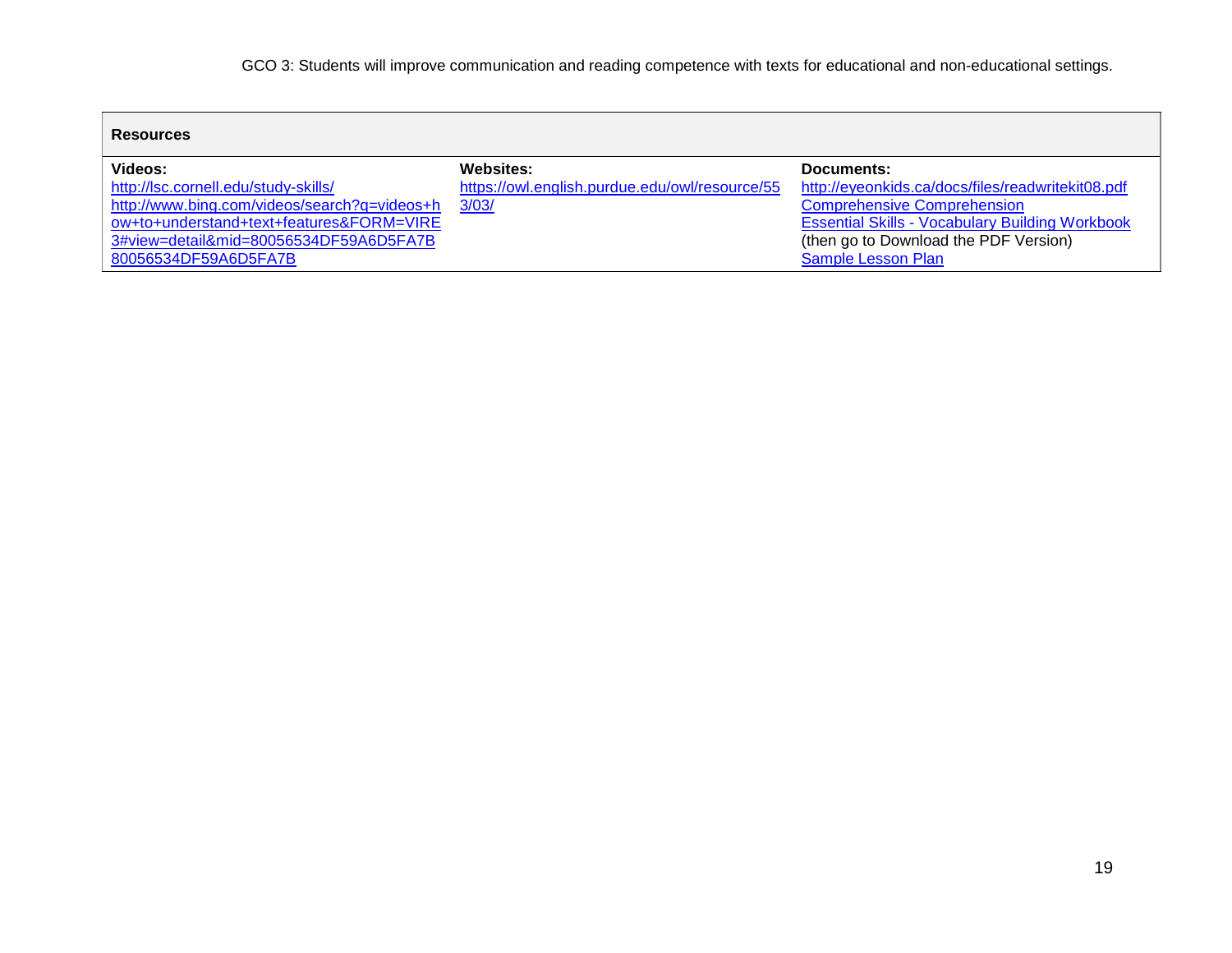GCO 3: Students will improve communication and reading competence with texts for educational and non-educational settings.

| Resources | | |
|---|---|---|
| **Videos:**<br>http://lsc.cornell.edu/study-skills/<br>http://www.bing.com/videos/search?q=videos+how+to+understand+text+features&FORM=VIRE3#view=detail&mid=80056534DF59A6D5FA7B80056534DF59A6D5FA7B | **Websites:**<br>https://owl.english.purdue.edu/owl/resource/553/03/ | **Documents:**<br>http://eyeonkids.ca/docs/files/readwritekit08.pdf<br>Comprehensive Comprehension<br>Essential Skills - Vocabulary Building Workbook (then go to Download the PDF Version)<br>Sample Lesson Plan |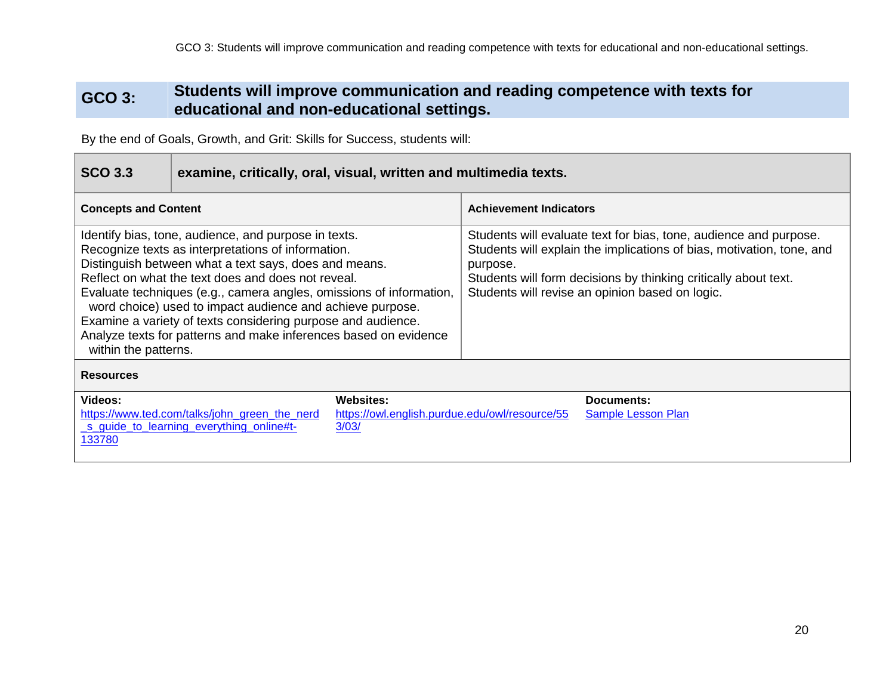## GCO 3: Students will improve communication and reading competence with texts for educational and non-educational settings.

By the end of Goals, Growth, and Grit: Skills for Success, students will:

| **SCO 3.3** | **examine, critically, oral, visual, written and multimedia texts.** |
|---|---|
| **Concepts and Content** | **Achievement Indicators** |
| Identify bias, tone, audience, and purpose in texts.<br>Recognize texts as interpretations of information.<br>Distinguish between what a text says, does and means.<br>Reflect on what the text does and does not reveal.<br>Evaluate techniques (e.g., camera angles, omissions of information, word choice) used to impact audience and achieve purpose.<br>Examine a variety of texts considering purpose and audience.<br>Analyze texts for patterns and make inferences based on evidence within the patterns. | Students will evaluate text for bias, tone, audience and purpose.<br>Students will explain the implications of bias, motivation, tone, and purpose.<br>Students will form decisions by thinking critically about text.<br>Students will revise an opinion based on logic. |

**Resources**

| **Videos:** | **Websites:** | **Documents:** |
|---|---|---|
| https://www.ted.com/talks/john_green_the_nerd_s_guide_to_learning_everything_online#t-133780 | https://owl.english.purdue.edu/owl/resource/553/03/ | Sample Lesson Plan |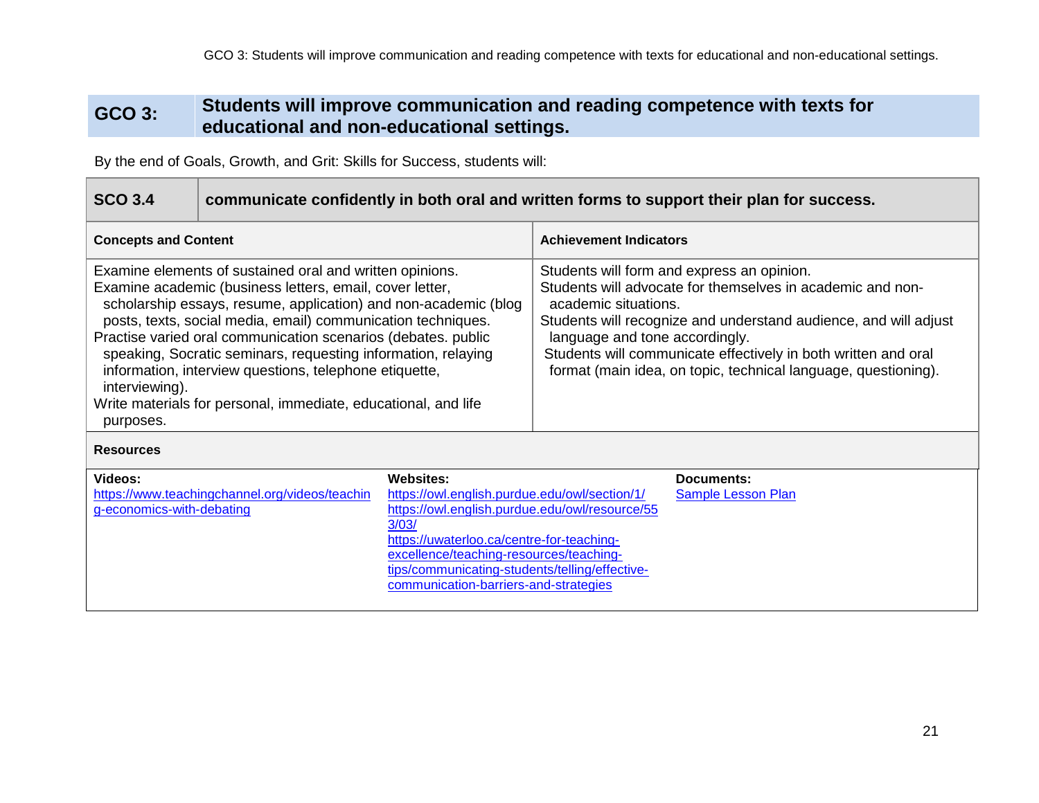## GCO 3: Students will improve communication and reading competence with texts for educational and non-educational settings.

By the end of Goals, Growth, and Grit: Skills for Success, students will:

| SCO 3.4 | communicate confidently in both oral and written forms to support their plan for success. |
|---|---|
| **Concepts and Content** | **Achievement Indicators** |
| Examine elements of sustained oral and written opinions.<br>Examine academic (business letters, email, cover letter, scholarship essays, resume, application) and non-academic (blog posts, texts, social media, email) communication techniques.<br>Practise varied oral communication scenarios (debates. public speaking, Socratic seminars, requesting information, relaying information, interview questions, telephone etiquette, interviewing).<br>Write materials for personal, immediate, educational, and life purposes. | Students will form and express an opinion.<br>Students will advocate for themselves in academic and non-academic situations.<br>Students will recognize and understand audience, and will adjust language and tone accordingly.<br>Students will communicate effectively in both written and oral format (main idea, on topic, technical language, questioning). |

**Resources**

| Videos: | Websites: | Documents: |
|---|---|---|
| https://www.teachingchannel.org/videos/teaching-economics-with-debating | https://owl.english.purdue.edu/owl/section/1/<br>https://owl.english.purdue.edu/owl/resource/553/03/<br>https://uwaterloo.ca/centre-for-teaching-excellence/teaching-resources/teaching-tips/communicating-students/telling/effective-communication-barriers-and-strategies | Sample Lesson Plan |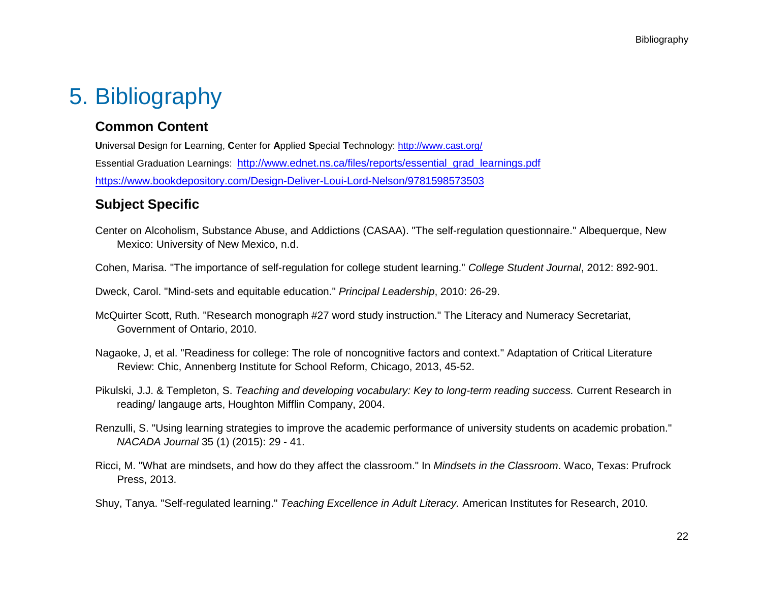# 5. Bibliography

## Common Content

**U**niversal **D**esign for **L**earning, **C**enter for **A**pplied **S**pecial **T**echnology: http://www.cast.org/

Essential Graduation Learnings: http://www.ednet.ns.ca/files/reports/essential_grad_learnings.pdf

https://www.bookdepository.com/Design-Deliver-Loui-Lord-Nelson/9781598573503

## Subject Specific

Center on Alcoholism, Substance Abuse, and Addictions (CASAA). "The self-regulation questionnaire." Albequerque, New Mexico: University of New Mexico, n.d.

Cohen, Marisa. "The importance of self-regulation for college student learning." *College Student Journal*, 2012: 892-901.

Dweck, Carol. "Mind-sets and equitable education." *Principal Leadership*, 2010: 26-29.

McQuirter Scott, Ruth. "Research monograph #27 word study instruction." The Literacy and Numeracy Secretariat, Government of Ontario, 2010.

Nagaoke, J, et al. "Readiness for college: The role of noncognitive factors and context." Adaptation of Critical Literature Review: Chic, Annenberg Institute for School Reform, Chicago, 2013, 45-52.

Pikulski, J.J. & Templeton, S. *Teaching and developing vocabulary: Key to long-term reading success.* Current Research in reading/ langauge arts, Houghton Mifflin Company, 2004.

Renzulli, S. "Using learning strategies to improve the academic performance of university students on academic probation." *NACADA Journal* 35 (1) (2015): 29 - 41.

Ricci, M. "What are mindsets, and how do they affect the classroom." In *Mindsets in the Classroom*. Waco, Texas: Prufrock Press, 2013.

Shuy, Tanya. "Self-regulated learning." *Teaching Excellence in Adult Literacy.* American Institutes for Research, 2010.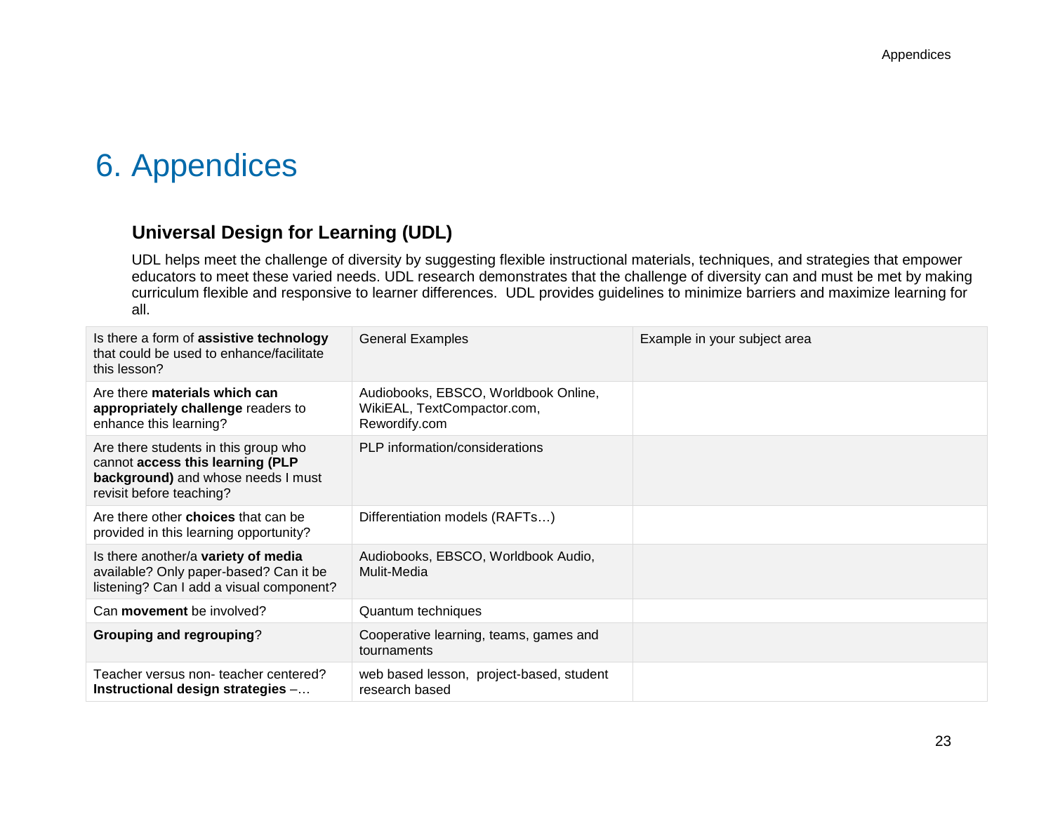# 6. Appendices

## Universal Design for Learning (UDL)

UDL helps meet the challenge of diversity by suggesting flexible instructional materials, techniques, and strategies that empower educators to meet these varied needs. UDL research demonstrates that the challenge of diversity can and must be met by making curriculum flexible and responsive to learner differences.  UDL provides guidelines to minimize barriers and maximize learning for all.

| Is there a form of **assistive technology** that could be used to enhance/facilitate this lesson? | General Examples | Example in your subject area |
|---|---|---|
| Are there **materials which can appropriately challenge** readers to enhance this learning? | Audiobooks, EBSCO, Worldbook Online, WikiEAL, TextCompactor.com, Rewordify.com | |
| Are there students in this group who cannot **access this learning (PLP background)** and whose needs I must revisit before teaching? | PLP information/considerations | |
| Are there other **choices** that can be provided in this learning opportunity? | Differentiation models (RAFTs…) | |
| Is there another/a **variety of media** available? Only paper-based? Can it be listening? Can I add a visual component? | Audiobooks, EBSCO, Worldbook Audio, Mulit-Media | |
| Can **movement** be involved? | Quantum techniques | |
| **Grouping and regrouping**? | Cooperative learning, teams, games and tournaments | |
| Teacher versus non- teacher centered? **Instructional design strategies** –… | web based lesson,  project-based, student research based | |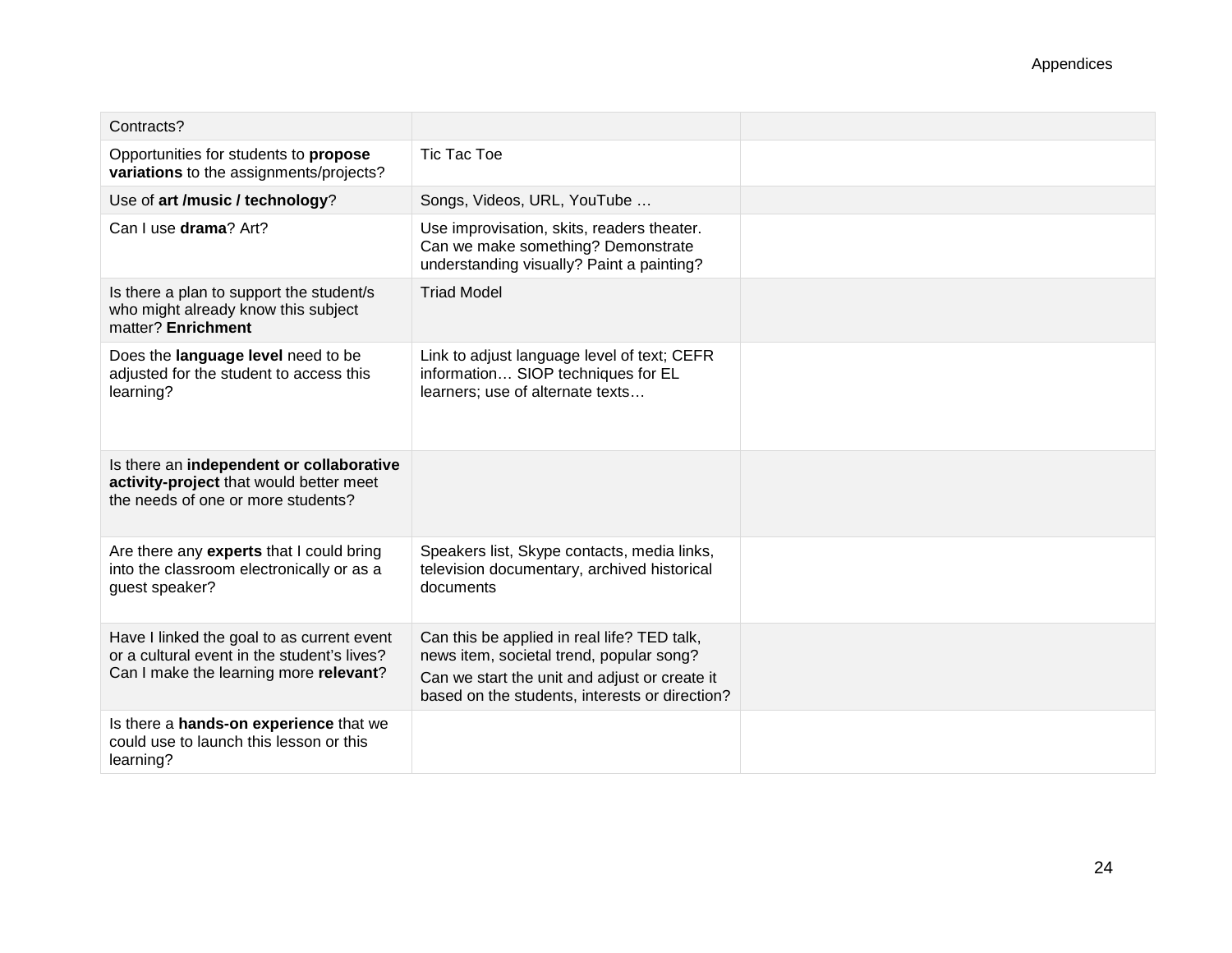| | | |
|---|---|---|
| Contracts? | | |
| Opportunities for students to **propose variations** to the assignments/projects? | Tic Tac Toe | |
| Use of **art /music / technology**? | Songs, Videos, URL, YouTube … | |
| Can I use **drama**? Art? | Use improvisation, skits, readers theater. Can we make something? Demonstrate understanding visually? Paint a painting? | |
| Is there a plan to support the student/s who might already know this subject matter? **Enrichment** | Triad Model | |
| Does the **language level** need to be adjusted for the student to access this learning? | Link to adjust language level of text; CEFR information… SIOP techniques for EL learners; use of alternate texts… | |
| Is there an **independent or collaborative activity-project** that would better meet the needs of one or more students? | | |
| Are there any **experts** that I could bring into the classroom electronically or as a guest speaker? | Speakers list, Skype contacts, media links, television documentary, archived historical documents | |
| Have I linked the goal to as current event or a cultural event in the student's lives? Can I make the learning more **relevant**? | Can this be applied in real life? TED talk, news item, societal trend, popular song? Can we start the unit and adjust or create it based on the students, interests or direction? | |
| Is there a **hands-on experience** that we could use to launch this lesson or this learning? | | |